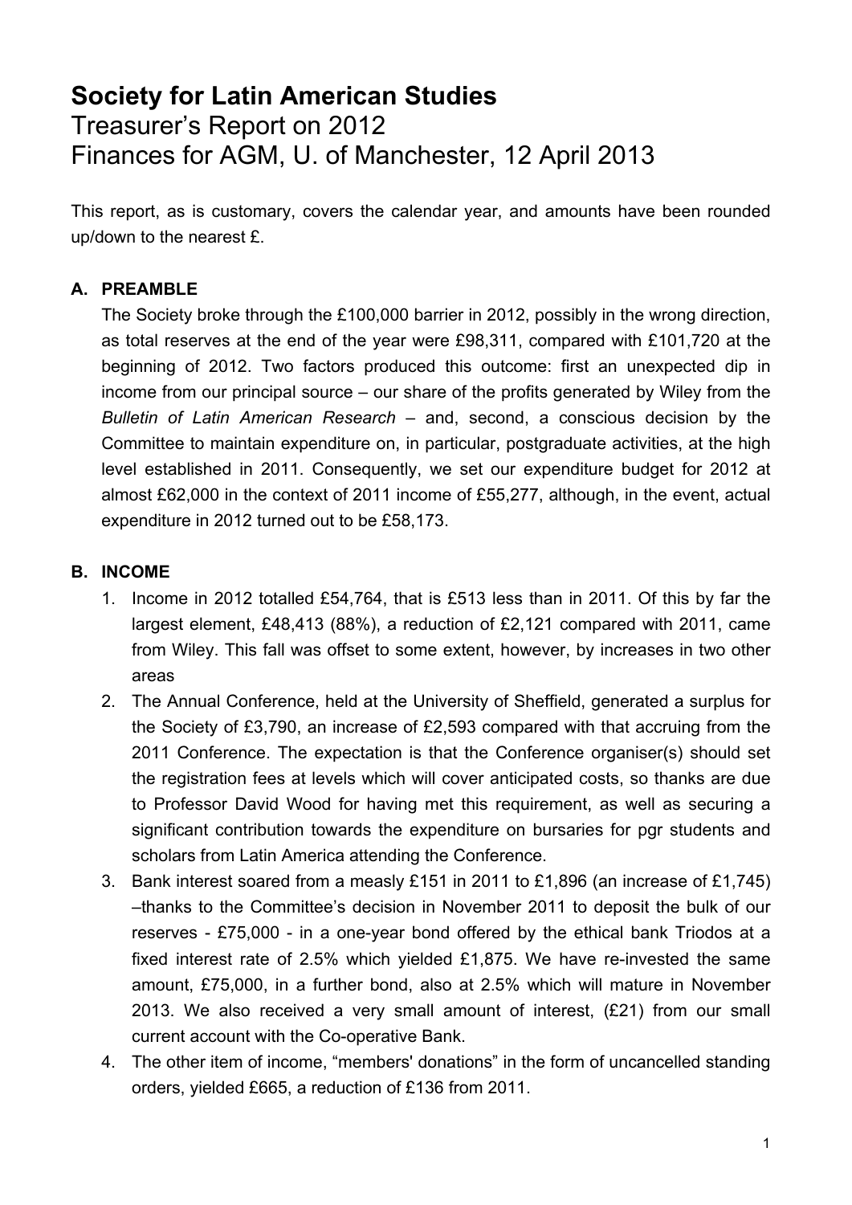# Society for Latin American Studies

## Treasurer's Report on 2012
## Finances for AGM, U. of Manchester, 12 April 2013

This report, as is customary, covers the calendar year, and amounts have been rounded up/down to the nearest £.

### A. PREAMBLE

The Society broke through the £100,000 barrier in 2012, possibly in the wrong direction, as total reserves at the end of the year were £98,311, compared with £101,720 at the beginning of 2012. Two factors produced this outcome: first an unexpected dip in income from our principal source – our share of the profits generated by Wiley from the *Bulletin of Latin American Research* – and, second, a conscious decision by the Committee to maintain expenditure on, in particular, postgraduate activities, at the high level established in 2011. Consequently, we set our expenditure budget for 2012 at almost £62,000 in the context of 2011 income of £55,277, although, in the event, actual expenditure in 2012 turned out to be £58,173.

### B. INCOME

1. Income in 2012 totalled £54,764, that is £513 less than in 2011. Of this by far the largest element, £48,413 (88%), a reduction of £2,121 compared with 2011, came from Wiley. This fall was offset to some extent, however, by increases in two other areas
2. The Annual Conference, held at the University of Sheffield, generated a surplus for the Society of £3,790, an increase of £2,593 compared with that accruing from the 2011 Conference. The expectation is that the Conference organiser(s) should set the registration fees at levels which will cover anticipated costs, so thanks are due to Professor David Wood for having met this requirement, as well as securing a significant contribution towards the expenditure on bursaries for pgr students and scholars from Latin America attending the Conference.
3. Bank interest soared from a measly £151 in 2011 to £1,896 (an increase of £1,745) –thanks to the Committee's decision in November 2011 to deposit the bulk of our reserves - £75,000 - in a one-year bond offered by the ethical bank Triodos at a fixed interest rate of 2.5% which yielded £1,875. We have re-invested the same amount, £75,000, in a further bond, also at 2.5% which will mature in November 2013. We also received a very small amount of interest, (£21) from our small current account with the Co-operative Bank.
4. The other item of income, "members' donations" in the form of uncancelled standing orders, yielded £665, a reduction of £136 from 2011.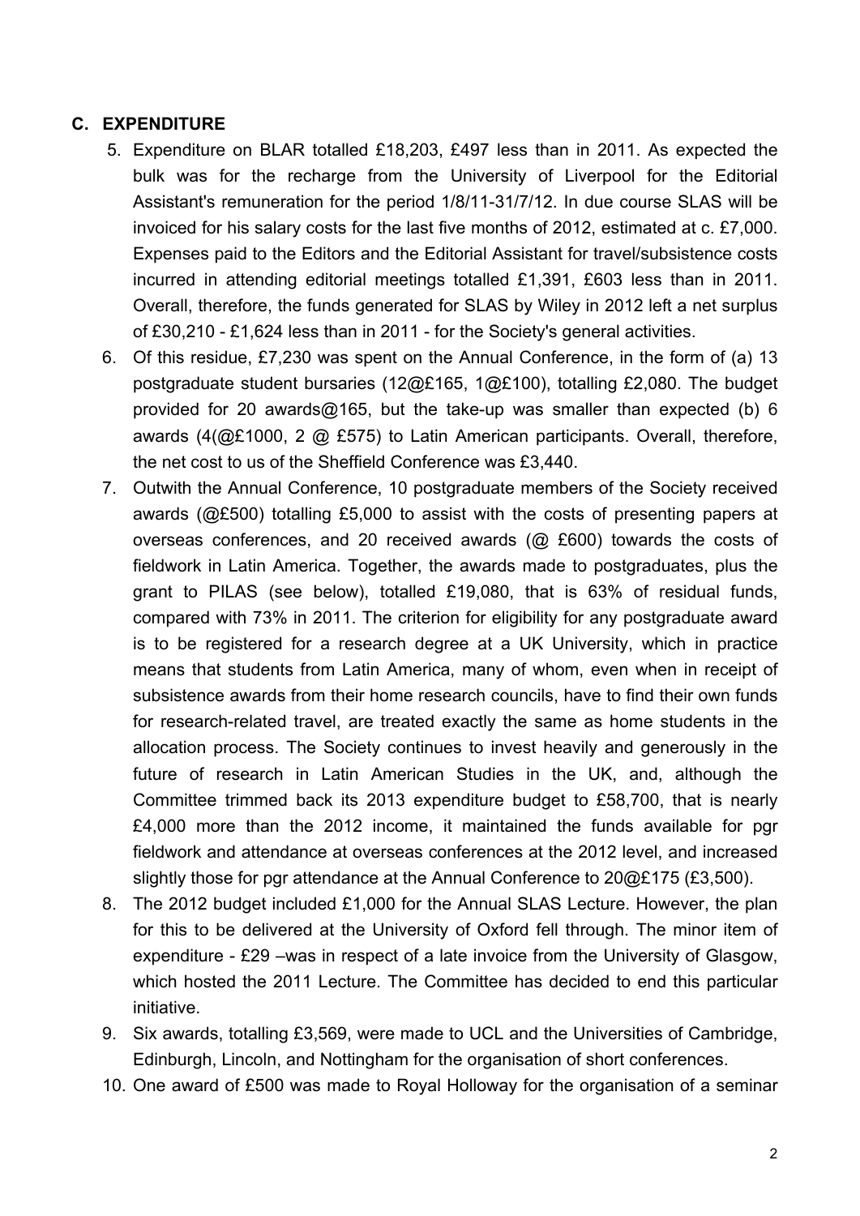## C. EXPENDITURE

5. Expenditure on BLAR totalled £18,203, £497 less than in 2011. As expected the bulk was for the recharge from the University of Liverpool for the Editorial Assistant's remuneration for the period 1/8/11-31/7/12. In due course SLAS will be invoiced for his salary costs for the last five months of 2012, estimated at c. £7,000. Expenses paid to the Editors and the Editorial Assistant for travel/subsistence costs incurred in attending editorial meetings totalled £1,391, £603 less than in 2011. Overall, therefore, the funds generated for SLAS by Wiley in 2012 left a net surplus of £30,210 - £1,624 less than in 2011 - for the Society's general activities.
6. Of this residue, £7,230 was spent on the Annual Conference, in the form of (a) 13 postgraduate student bursaries (12@£165, 1@£100), totalling £2,080. The budget provided for 20 awards@165, but the take-up was smaller than expected (b) 6 awards (4(@£1000, 2 @ £575) to Latin American participants. Overall, therefore, the net cost to us of the Sheffield Conference was £3,440.
7. Outwith the Annual Conference, 10 postgraduate members of the Society received awards (@£500) totalling £5,000 to assist with the costs of presenting papers at overseas conferences, and 20 received awards (@ £600) towards the costs of fieldwork in Latin America. Together, the awards made to postgraduates, plus the grant to PILAS (see below), totalled £19,080, that is 63% of residual funds, compared with 73% in 2011. The criterion for eligibility for any postgraduate award is to be registered for a research degree at a UK University, which in practice means that students from Latin America, many of whom, even when in receipt of subsistence awards from their home research councils, have to find their own funds for research-related travel, are treated exactly the same as home students in the allocation process. The Society continues to invest heavily and generously in the future of research in Latin American Studies in the UK, and, although the Committee trimmed back its 2013 expenditure budget to £58,700, that is nearly £4,000 more than the 2012 income, it maintained the funds available for pgr fieldwork and attendance at overseas conferences at the 2012 level, and increased slightly those for pgr attendance at the Annual Conference to 20@£175 (£3,500).
8. The 2012 budget included £1,000 for the Annual SLAS Lecture. However, the plan for this to be delivered at the University of Oxford fell through. The minor item of expenditure - £29 –was in respect of a late invoice from the University of Glasgow, which hosted the 2011 Lecture. The Committee has decided to end this particular initiative.
9. Six awards, totalling £3,569, were made to UCL and the Universities of Cambridge, Edinburgh, Lincoln, and Nottingham for the organisation of short conferences.
10. One award of £500 was made to Royal Holloway for the organisation of a seminar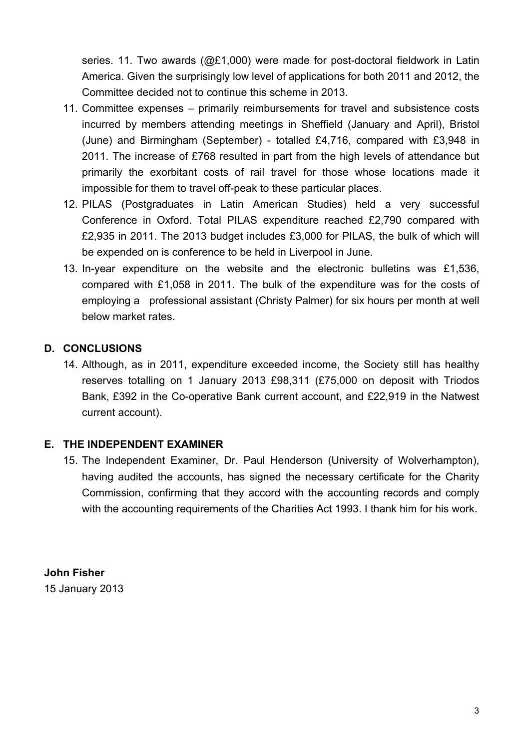series. 11. Two awards (@£1,000) were made for post-doctoral fieldwork in Latin America. Given the surprisingly low level of applications for both 2011 and 2012, the Committee decided not to continue this scheme in 2013.

11. Committee expenses – primarily reimbursements for travel and subsistence costs incurred by members attending meetings in Sheffield (January and April), Bristol (June) and Birmingham (September) - totalled £4,716, compared with £3,948 in 2011. The increase of £768 resulted in part from the high levels of attendance but primarily the exorbitant costs of rail travel for those whose locations made it impossible for them to travel off-peak to these particular places.
12. PILAS (Postgraduates in Latin American Studies) held a very successful Conference in Oxford. Total PILAS expenditure reached £2,790 compared with £2,935 in 2011. The 2013 budget includes £3,000 for PILAS, the bulk of which will be expended on is conference to be held in Liverpool in June.
13. In-year expenditure on the website and the electronic bulletins was £1,536, compared with £1,058 in 2011. The bulk of the expenditure was for the costs of employing a professional assistant (Christy Palmer) for six hours per month at well below market rates.

## D. CONCLUSIONS

14. Although, as in 2011, expenditure exceeded income, the Society still has healthy reserves totalling on 1 January 2013 £98,311 (£75,000 on deposit with Triodos Bank, £392 in the Co-operative Bank current account, and £22,919 in the Natwest current account).

## E. THE INDEPENDENT EXAMINER

15. The Independent Examiner, Dr. Paul Henderson (University of Wolverhampton), having audited the accounts, has signed the necessary certificate for the Charity Commission, confirming that they accord with the accounting records and comply with the accounting requirements of the Charities Act 1993. I thank him for his work.

**John Fisher**
15 January 2013